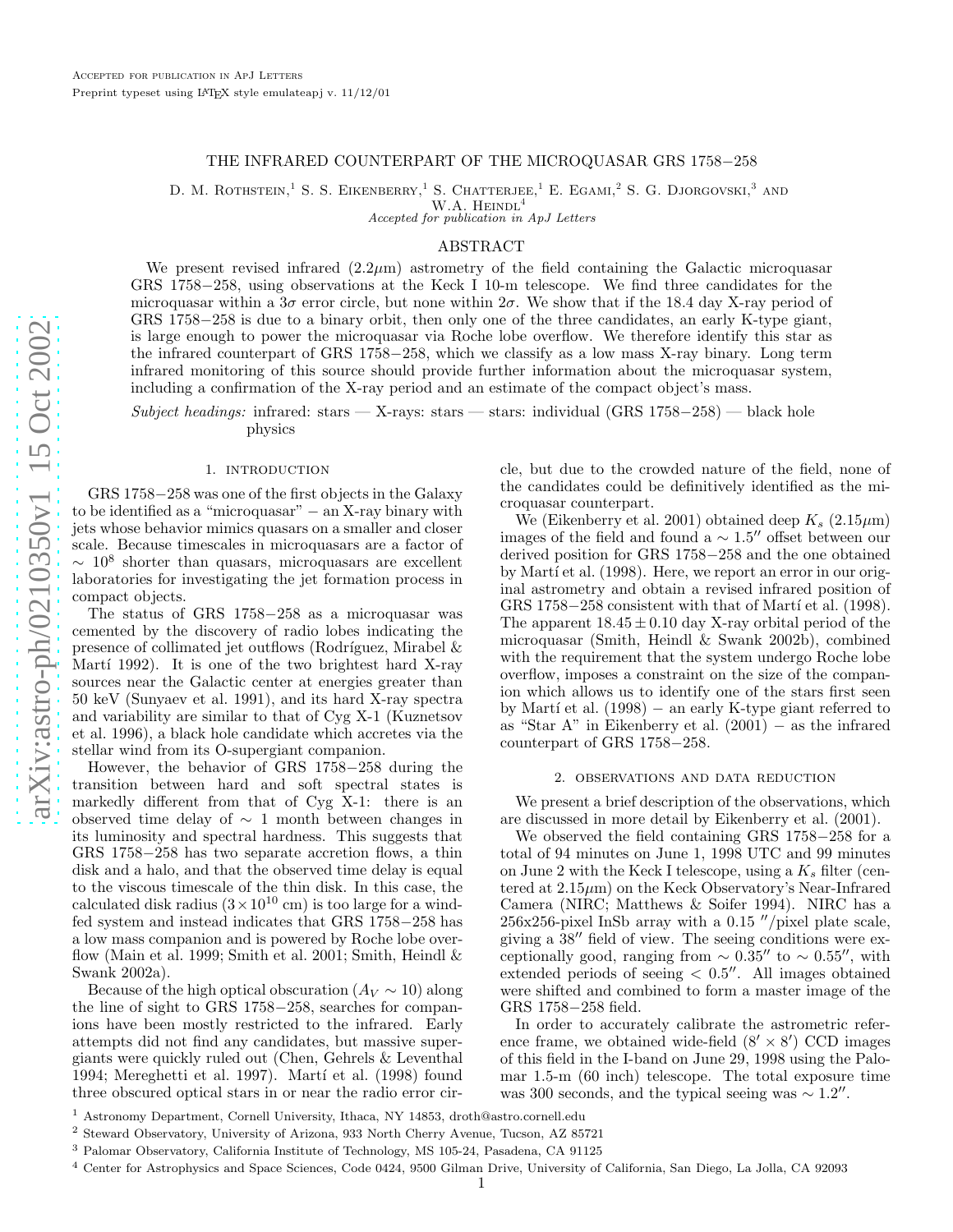Accepted for publication in ApJ Letters

Preprint typeset using LaTeX style emulateapj v. 11/12/01

# THE INFRARED COUNTERPART OF THE MICROQUASAR GRS 1758−258

D. M. Rothstein,[1] S. S. Eikenberry,[1] S. Chatterjee,[1] E. Egami,[2] S. G. Djorgovski,[3] and W.A. Heindl[4]

*Accepted for publication in ApJ Letters*

## ABSTRACT

We present revised infrared (2.2$\mu$m) astrometry of the field containing the Galactic microquasar GRS 1758−258, using observations at the Keck I 10-m telescope. We find three candidates for the microquasar within a 3$\sigma$ error circle, but none within 2$\sigma$. We show that if the 18.4 day X-ray period of GRS 1758−258 is due to a binary orbit, then only one of the three candidates, an early K-type giant, is large enough to power the microquasar via Roche lobe overflow. We therefore identify this star as the infrared counterpart of GRS 1758−258, which we classify as a low mass X-ray binary. Long term infrared monitoring of this source should provide further information about the microquasar system, including a confirmation of the X-ray period and an estimate of the compact object's mass.

*Subject headings:* infrared: stars — X-rays: stars — stars: individual (GRS 1758−258) — black hole physics

## 1. INTRODUCTION

GRS 1758−258 was one of the first objects in the Galaxy to be identified as a "microquasar" − an X-ray binary with jets whose behavior mimics quasars on a smaller and closer scale. Because timescales in microquasars are a factor of $\sim 10^8$ shorter than quasars, microquasars are excellent laboratories for investigating the jet formation process in compact objects.

The status of GRS 1758−258 as a microquasar was cemented by the discovery of radio lobes indicating the presence of collimated jet outflows (Rodríguez, Mirabel & Martí 1992). It is one of the two brightest hard X-ray sources near the Galactic center at energies greater than 50 keV (Sunyaev et al. 1991), and its hard X-ray spectra and variability are similar to that of Cyg X-1 (Kuznetsov et al. 1996), a black hole candidate which accretes via the stellar wind from its O-supergiant companion.

However, the behavior of GRS 1758−258 during the transition between hard and soft spectral states is markedly different from that of Cyg X-1: there is an observed time delay of $\sim$ 1 month between changes in its luminosity and spectral hardness. This suggests that GRS 1758−258 has two separate accretion flows, a thin disk and a halo, and that the observed time delay is equal to the viscous timescale of the thin disk. In this case, the calculated disk radius ($3\times10^{10}$ cm) is too large for a wind-fed system and instead indicates that GRS 1758−258 has a low mass companion and is powered by Roche lobe overflow (Main et al. 1999; Smith et al. 2001; Smith, Heindl & Swank 2002a).

Because of the high optical obscuration ($A_V \sim 10$) along the line of sight to GRS 1758−258, searches for companions have been mostly restricted to the infrared. Early attempts did not find any candidates, but massive supergiants were quickly ruled out (Chen, Gehrels & Leventhal 1994; Mereghetti et al. 1997). Martí et al. (1998) found three obscured optical stars in or near the radio error circle, but due to the crowded nature of the field, none of the candidates could be definitively identified as the microquasar counterpart.

We (Eikenberry et al. 2001) obtained deep $K_s$ (2.15$\mu$m) images of the field and found a $\sim 1.5''$ offset between our derived position for GRS 1758−258 and the one obtained by Martí et al. (1998). Here, we report an error in our original astrometry and obtain a revised infrared position of GRS 1758−258 consistent with that of Martí et al. (1998). The apparent $18.45 \pm 0.10$ day X-ray orbital period of the microquasar (Smith, Heindl & Swank 2002b), combined with the requirement that the system undergo Roche lobe overflow, imposes a constraint on the size of the companion which allows us to identify one of the stars first seen by Martí et al. (1998) − an early K-type giant referred to as "Star A" in Eikenberry et al. (2001) − as the infrared counterpart of GRS 1758−258.

## 2. OBSERVATIONS AND DATA REDUCTION

We present a brief description of the observations, which are discussed in more detail by Eikenberry et al. (2001).

We observed the field containing GRS 1758−258 for a total of 94 minutes on June 1, 1998 UTC and 99 minutes on June 2 with the Keck I telescope, using a $K_s$ filter (centered at 2.15$\mu$m) on the Keck Observatory's Near-Infrared Camera (NIRC; Matthews & Soifer 1994). NIRC has a 256x256-pixel InSb array with a 0.15 $''$/pixel plate scale, giving a 38$''$ field of view. The seeing conditions were exceptionally good, ranging from $\sim 0.35''$ to $\sim 0.55''$, with extended periods of seeing $< 0.5''$. All images obtained were shifted and combined to form a master image of the GRS 1758−258 field.

In order to accurately calibrate the astrometric reference frame, we obtained wide-field ($8' \times 8'$) CCD images of this field in the I-band on June 29, 1998 using the Palomar 1.5-m (60 inch) telescope. The total exposure time was 300 seconds, and the typical seeing was $\sim 1.2''$.

[1] Astronomy Department, Cornell University, Ithaca, NY 14853, droth@astro.cornell.edu

[2] Steward Observatory, University of Arizona, 933 North Cherry Avenue, Tucson, AZ 85721

[3] Palomar Observatory, California Institute of Technology, MS 105-24, Pasadena, CA 91125

[4] Center for Astrophysics and Space Sciences, Code 0424, 9500 Gilman Drive, University of California, San Diego, La Jolla, CA 92093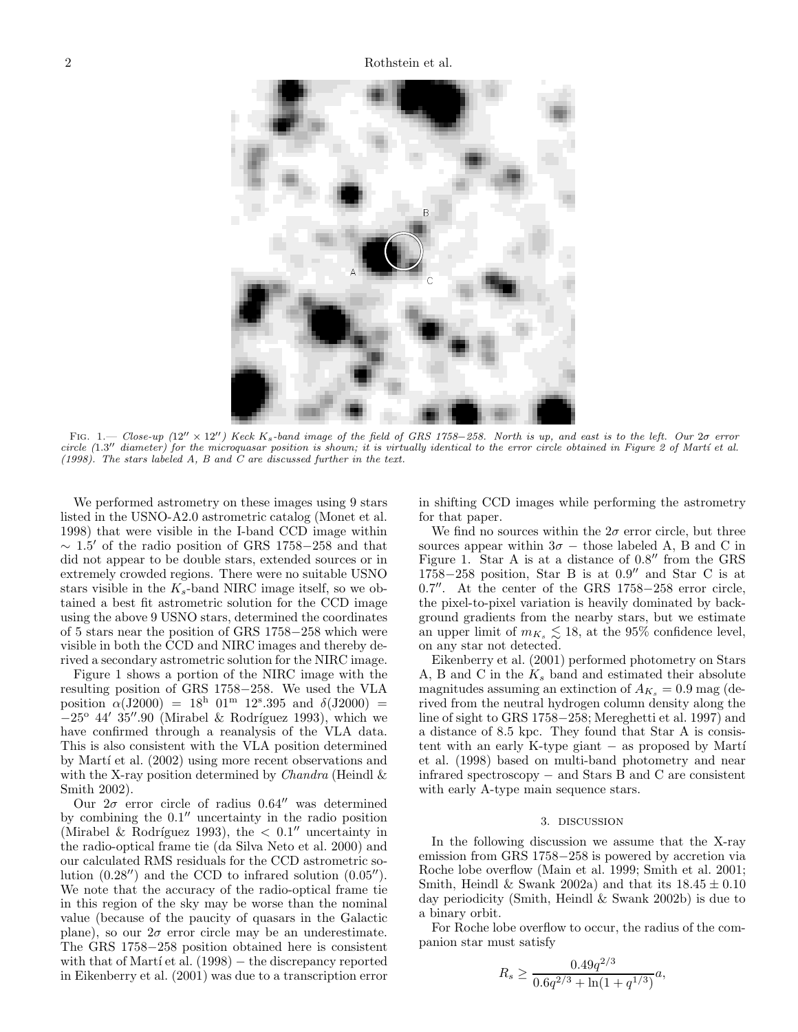FIG. 1.— *Close-up (12″ × 12″) Keck $K_s$-band image of the field of GRS 1758−258. North is up, and east is to the left. Our 2σ error circle (1.3″ diameter) for the microquasar position is shown; it is virtually identical to the error circle obtained in Figure 2 of Martí et al. (1998). The stars labeled A, B and C are discussed further in the text.*

We performed astrometry on these images using 9 stars listed in the USNO-A2.0 astrometric catalog (Monet et al. 1998) that were visible in the I-band CCD image within ∼ 1.5′ of the radio position of GRS 1758−258 and that did not appear to be double stars, extended sources or in extremely crowded regions. There were no suitable USNO stars visible in the $K_s$-band NIRC image itself, so we obtained a best fit astrometric solution for the CCD image using the above 9 USNO stars, determined the coordinates of 5 stars near the position of GRS 1758−258 which were visible in both the CCD and NIRC images and thereby derived a secondary astrometric solution for the NIRC image.

Figure 1 shows a portion of the NIRC image with the resulting position of GRS 1758−258. We used the VLA position $\alpha$(J2000) = $18^{\rm h}$ $01^{\rm m}$ $12^{\rm s}.395$ and $\delta$(J2000) = $-25^{\rm o}$ 44′ 35″.90 (Mirabel & Rodríguez 1993), which we have confirmed through a reanalysis of the VLA data. This is also consistent with the VLA position determined by Martí et al. (2002) using more recent observations and with the X-ray position determined by *Chandra* (Heindl & Smith 2002).

Our 2σ error circle of radius 0.64″ was determined by combining the 0.1″ uncertainty in the radio position (Mirabel & Rodríguez 1993), the < 0.1″ uncertainty in the radio-optical frame tie (da Silva Neto et al. 2000) and our calculated RMS residuals for the CCD astrometric solution (0.28″) and the CCD to infrared solution (0.05″). We note that the accuracy of the radio-optical frame tie in this region of the sky may be worse than the nominal value (because of the paucity of quasars in the Galactic plane), so our 2σ error circle may be an underestimate. The GRS 1758−258 position obtained here is consistent with that of Martí et al. (1998) − the discrepancy reported in Eikenberry et al. (2001) was due to a transcription error in shifting CCD images while performing the astrometry for that paper.

We find no sources within the 2σ error circle, but three sources appear within 3σ − those labeled A, B and C in Figure 1. Star A is at a distance of 0.8″ from the GRS 1758−258 position, Star B is at 0.9″ and Star C is at 0.7″. At the center of the GRS 1758−258 error circle, the pixel-to-pixel variation is heavily dominated by background gradients from the nearby stars, but we estimate an upper limit of $m_{K_s} \lesssim 18$, at the 95% confidence level, on any star not detected.

Eikenberry et al. (2001) performed photometry on Stars A, B and C in the $K_s$ band and estimated their absolute magnitudes assuming an extinction of $A_{K_s} = 0.9$ mag (derived from the neutral hydrogen column density along the line of sight to GRS 1758−258; Mereghetti et al. 1997) and a distance of 8.5 kpc. They found that Star A is consistent with an early K-type giant − as proposed by Martí et al. (1998) based on multi-band photometry and near infrared spectroscopy − and Stars B and C are consistent with early A-type main sequence stars.

## 3. DISCUSSION

In the following discussion we assume that the X-ray emission from GRS 1758−258 is powered by accretion via Roche lobe overflow (Main et al. 1999; Smith et al. 2001; Smith, Heindl & Swank 2002a) and that its $18.45 \pm 0.10$ day periodicity (Smith, Heindl & Swank 2002b) is due to a binary orbit.

For Roche lobe overflow to occur, the radius of the companion star must satisfy

$$R_s \geq \frac{0.49q^{2/3}}{0.6q^{2/3} + \ln(1+q^{1/3})}a,$$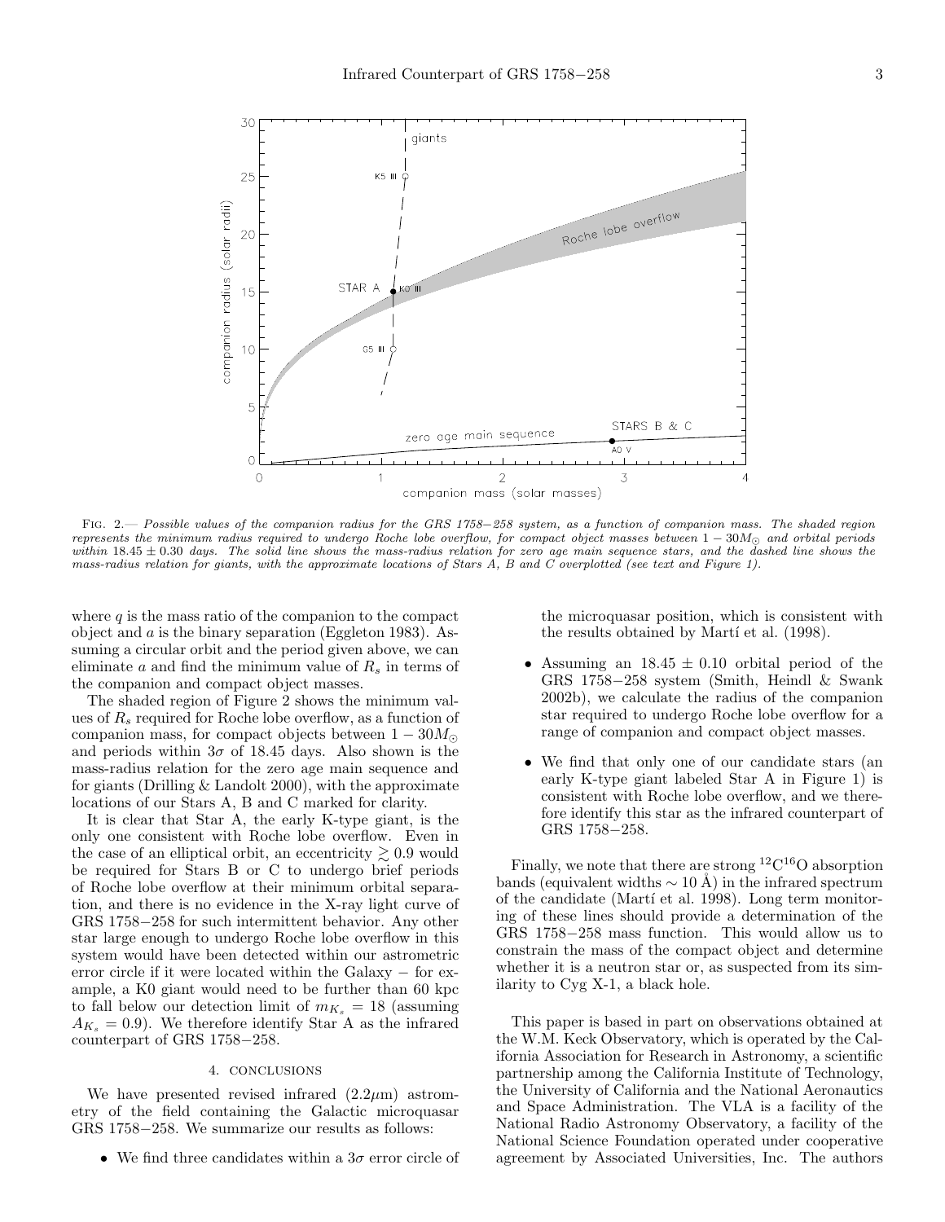FIG. 2.— *Possible values of the companion radius for the GRS 1758−258 system, as a function of companion mass. The shaded region represents the minimum radius required to undergo Roche lobe overflow, for compact object masses between $1 - 30 M_{\odot}$ and orbital periods within $18.45 \pm 0.30$ days. The solid line shows the mass-radius relation for zero age main sequence stars, and the dashed line shows the mass-radius relation for giants, with the approximate locations of Stars A, B and C overplotted (see text and Figure 1).*

where $q$ is the mass ratio of the companion to the compact object and $a$ is the binary separation (Eggleton 1983). Assuming a circular orbit and the period given above, we can eliminate $a$ and find the minimum value of $R_s$ in terms of the companion and compact object masses.

The shaded region of Figure 2 shows the minimum values of $R_s$ required for Roche lobe overflow, as a function of companion mass, for compact objects between $1 - 30 M_{\odot}$ and periods within $3\sigma$ of 18.45 days. Also shown is the mass-radius relation for the zero age main sequence and for giants (Drilling & Landolt 2000), with the approximate locations of our Stars A, B and C marked for clarity.

It is clear that Star A, the early K-type giant, is the only one consistent with Roche lobe overflow. Even in the case of an elliptical orbit, an eccentricity $\gtrsim 0.9$ would be required for Stars B or C to undergo brief periods of Roche lobe overflow at their minimum orbital separation, and there is no evidence in the X-ray light curve of GRS 1758−258 for such intermittent behavior. Any other star large enough to undergo Roche lobe overflow in this system would have been detected within our astrometric error circle if it were located within the Galaxy − for example, a K0 giant would need to be further than 60 kpc to fall below our detection limit of $m_{K_s} = 18$ (assuming $A_{K_s} = 0.9$). We therefore identify Star A as the infrared counterpart of GRS 1758−258.

## 4. CONCLUSIONS

We have presented revised infrared ($2.2\mu$m) astrometry of the field containing the Galactic microquasar GRS 1758−258. We summarize our results as follows:

- We find three candidates within a $3\sigma$ error circle of the microquasar position, which is consistent with the results obtained by Martí et al. (1998).
- Assuming an $18.45 \pm 0.10$ orbital period of the GRS 1758−258 system (Smith, Heindl & Swank 2002b), we calculate the radius of the companion star required to undergo Roche lobe overflow for a range of companion and compact object masses.
- We find that only one of our candidate stars (an early K-type giant labeled Star A in Figure 1) is consistent with Roche lobe overflow, and we therefore identify this star as the infrared counterpart of GRS 1758−258.

Finally, we note that there are strong $^{12}C^{16}O$ absorption bands (equivalent widths $\sim 10$ Å) in the infrared spectrum of the candidate (Martí et al. 1998). Long term monitoring of these lines should provide a determination of the GRS 1758−258 mass function. This would allow us to constrain the mass of the compact object and determine whether it is a neutron star or, as suspected from its similarity to Cyg X-1, a black hole.

This paper is based in part on observations obtained at the W.M. Keck Observatory, which is operated by the California Association for Research in Astronomy, a scientific partnership among the California Institute of Technology, the University of California and the National Aeronautics and Space Administration. The VLA is a facility of the National Radio Astronomy Observatory, a facility of the National Science Foundation operated under cooperative agreement by Associated Universities, Inc. The authors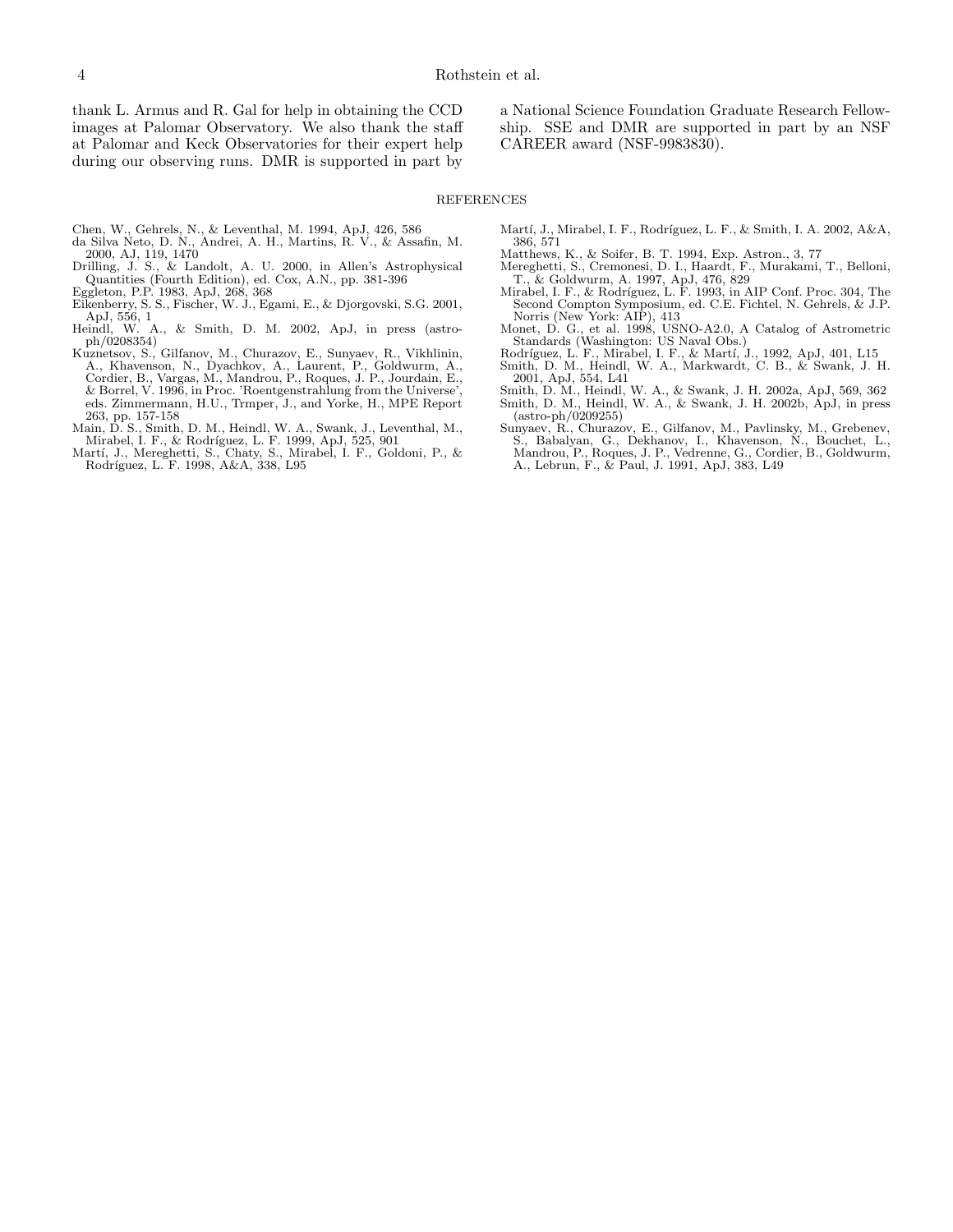thank L. Armus and R. Gal for help in obtaining the CCD images at Palomar Observatory. We also thank the staff at Palomar and Keck Observatories for their expert help during our observing runs. DMR is supported in part by a National Science Foundation Graduate Research Fellowship. SSE and DMR are supported in part by an NSF CAREER award (NSF-9983830).

## REFERENCES

Chen, W., Gehrels, N., & Leventhal, M. 1994, ApJ, 426, 586

da Silva Neto, D. N., Andrei, A. H., Martins, R. V., & Assafin, M. 2000, AJ, 119, 1470

Drilling, J. S., & Landolt, A. U. 2000, in Allen's Astrophysical Quantities (Fourth Edition), ed. Cox, A.N., pp. 381-396

Eggleton, P.P. 1983, ApJ, 268, 368

Eikenberry, S. S., Fischer, W. J., Egami, E., & Djorgovski, S.G. 2001, ApJ, 556, 1

Heindl, W. A., & Smith, D. M. 2002, ApJ, in press (astro-ph/0208354)

Kuznetsov, S., Gilfanov, M., Churazov, E., Sunyaev, R., Vikhlinin, A., Khavenson, N., Dyachkov, A., Laurent, P., Goldwurm, A., Cordier, B., Vargas, M., Mandrou, P., Roques, J. P., Jourdain, E., & Borrel, V. 1996, in Proc. 'Roentgenstrahlung from the Universe', eds. Zimmermann, H.U., Trmper, J., and Yorke, H., MPE Report 263, pp. 157-158

Main, D. S., Smith, D. M., Heindl, W. A., Swank, J., Leventhal, M., Mirabel, I. F., & Rodríguez, L. F. 1999, ApJ, 525, 901

Martí, J., Mereghetti, S., Chaty, S., Mirabel, I. F., Goldoni, P., & Rodríguez, L. F. 1998, A&A, 338, L95

Martí, J., Mirabel, I. F., Rodríguez, L. F., & Smith, I. A. 2002, A&A, 386, 571

Matthews, K., & Soifer, B. T. 1994, Exp. Astron., 3, 77

Mereghetti, S., Cremonesi, D. I., Haardt, F., Murakami, T., Belloni, T., & Goldwurm, A. 1997, ApJ, 476, 829

Mirabel, I. F., & Rodríguez, L. F. 1993, in AIP Conf. Proc. 304, The Second Compton Symposium, ed. C.E. Fichtel, N. Gehrels, & J.P. Norris (New York: AIP), 413

Monet, D. G., et al. 1998, USNO-A2.0, A Catalog of Astrometric Standards (Washington: US Naval Obs.)

Rodríguez, L. F., Mirabel, I. F., & Martí, J., 1992, ApJ, 401, L15

Smith, D. M., Heindl, W. A., Markwardt, C. B., & Swank, J. H. 2001, ApJ, 554, L41

Smith, D. M., Heindl, W. A., & Swank, J. H. 2002a, ApJ, 569, 362

Smith, D. M., Heindl, W. A., & Swank, J. H. 2002b, ApJ, in press (astro-ph/0209255)

Sunyaev, R., Churazov, E., Gilfanov, M., Pavlinsky, M., Grebenev, S., Babalyan, G., Dekhanov, I., Khavenson, N., Bouchet, L., Mandrou, P., Roques, J. P., Vedrenne, G., Cordier, B., Goldwurm, A., Lebrun, F., & Paul, J. 1991, ApJ, 383, L49